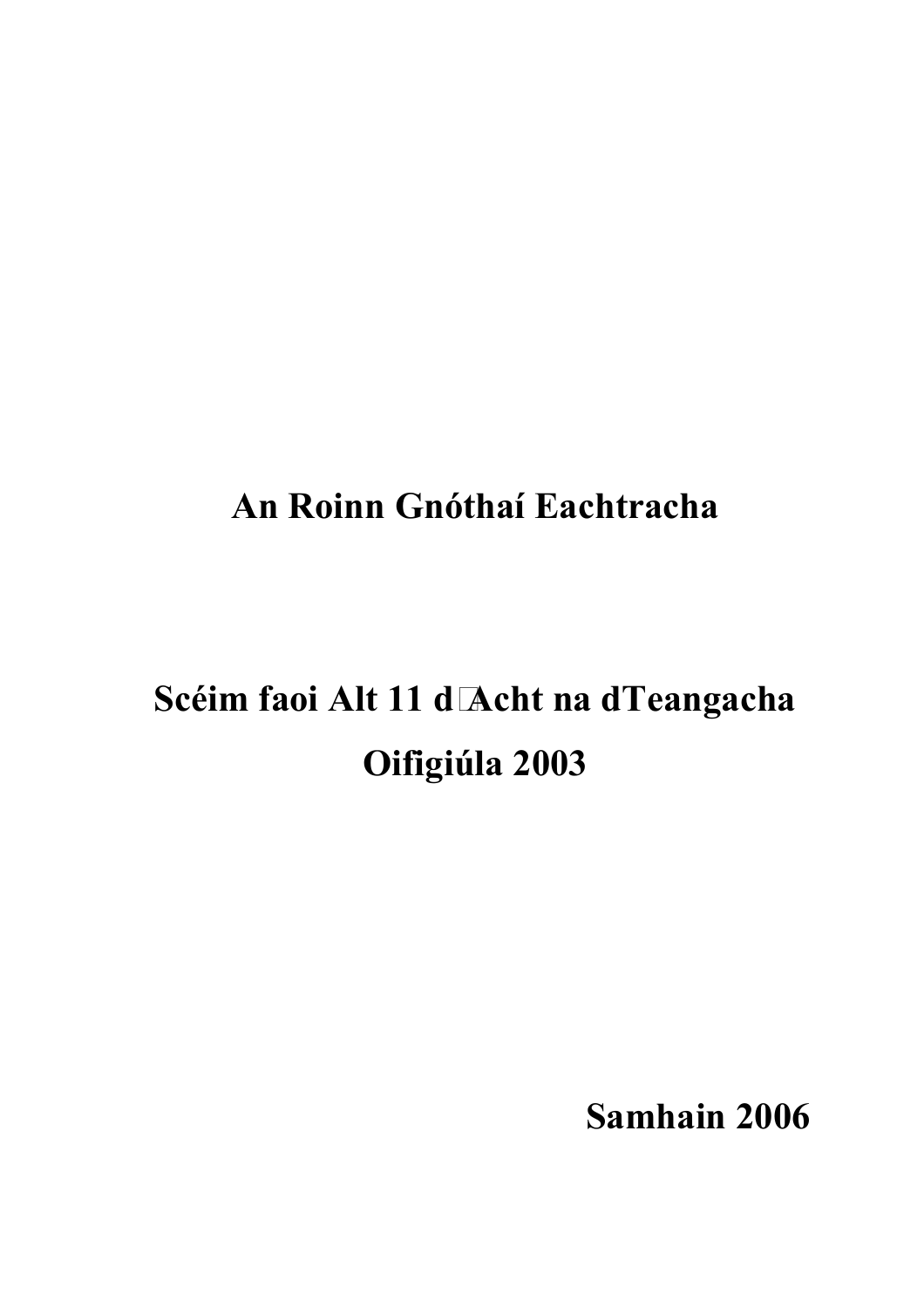# An Roinn Gnóthaí Eachtracha

# Scéim faoi Alt 11 d'Acht na dTeangacha Oifigiúla 2003

**Samhain 2006**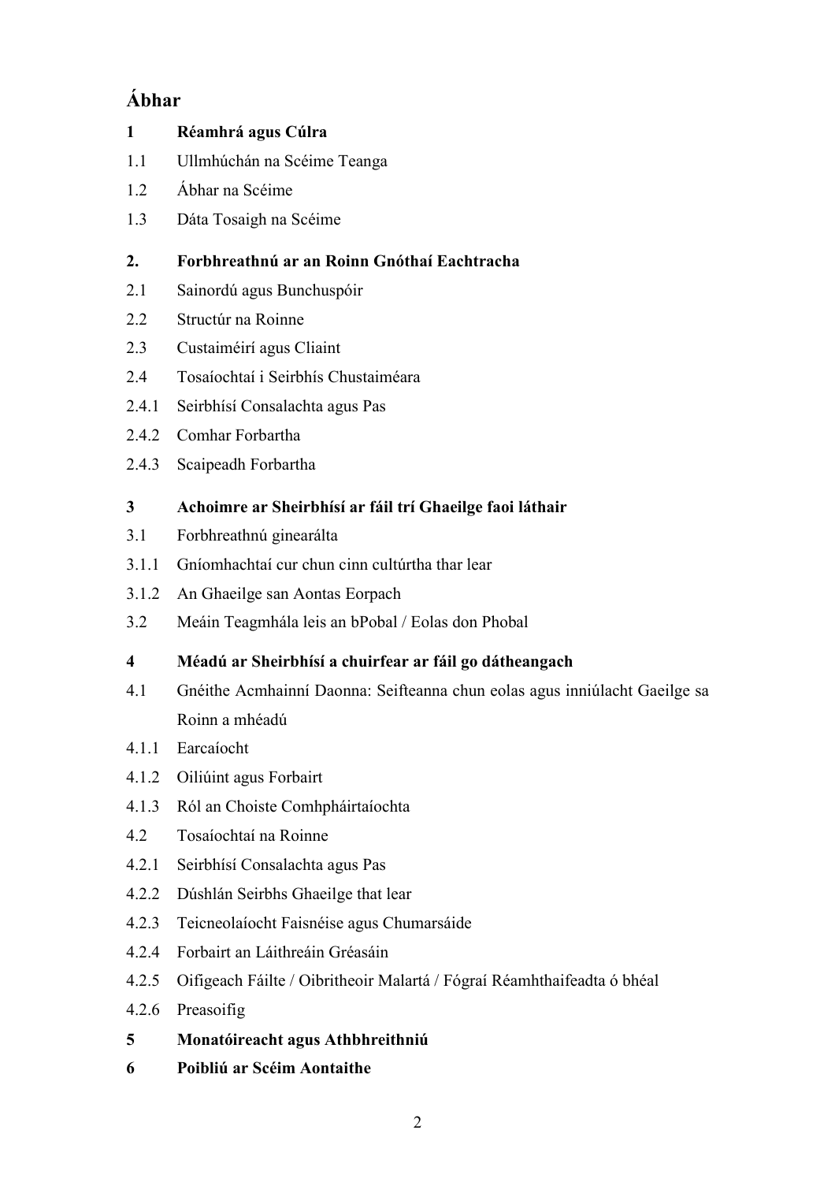# Ábhar

**1 Réamhrá agus Cúlra**

1.1 Ullmhúchán na Scéime Teanga

1.2 Ábhar na Scéime

1.3 Dáta Tosaigh na Scéime

**2. Forbhreathnú ar an Roinn Gnóthaí Eachtracha**

2.1 Sainordú agus Bunchuspóir

2.2 Structúr na Roinne

2.3 Custaiméirí agus Cliaint

2.4 Tosaíochtaí i Seirbhís Chustaiméara

2.4.1 Seirbhísí Consalachta agus Pas

2.4.2 Comhar Forbartha

2.4.3 Scaipeadh Forbartha

**3 Achoimre ar Sheirbhísí ar fáil trí Ghaeilge faoi láthair**

3.1 Forbhreathnú ginearálta

3.1.1 Gníomhachtaí cur chun cinn cultúrtha thar lear

3.1.2 An Ghaeilge san Aontas Eorpach

3.2 Meáin Teagmhála leis an bPobal / Eolas don Phobal

**4 Méadú ar Sheirbhísí a chuirfear ar fáil go dátheangach**

4.1 Gnéithe Acmhainní Daonna: Seifteanna chun eolas agus inniúlacht Gaeilge sa Roinn a mhéadú

4.1.1 Earcaíocht

4.1.2 Oiliúint agus Forbairt

4.1.3 Ról an Choiste Comhpháirtaíochta

4.2 Tosaíochtaí na Roinne

4.2.1 Seirbhísí Consalachta agus Pas

4.2.2 Dúshlán Seirbhs Ghaeilge that lear

4.2.3 Teicneolaíocht Faisnéise agus Chumarsáide

4.2.4 Forbairt an Láithreáin Gréasáin

4.2.5 Oifigeach Fáilte / Oibritheoir Malartá / Fógraí Réamhthaifeadta ó bhéal

4.2.6 Preasoifig

**5 Monatóireacht agus Athbhreithniú**

**6 Poibliú ar Scéim Aontaithe**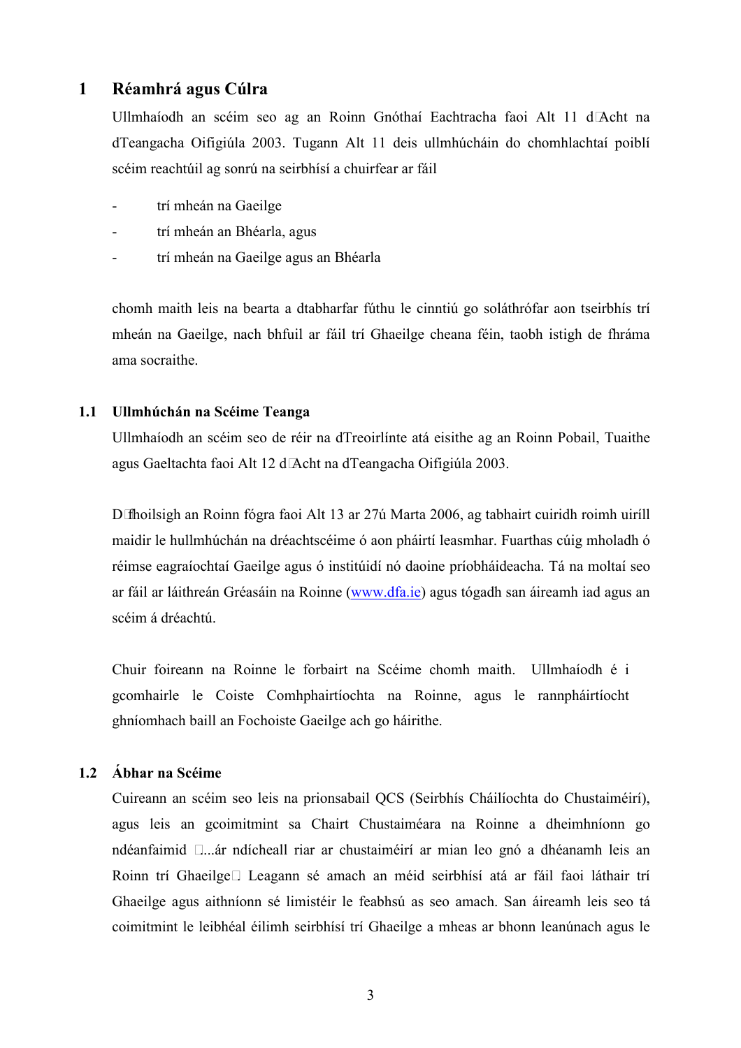# 1 Réamhrá agus Cúlra

Ullmhaíodh an scéim seo ag an Roinn Gnóthaí Eachtracha faoi Alt 11 d'Acht na dTeangacha Oifigiúla 2003. Tugann Alt 11 deis ullmhúcháin do chomhlachtaí poiblí scéim reachtúil ag sonrú na seirbhísí a chuirfear ar fáil

- trí mheán na Gaeilge
- trí mheán an Bhéarla, agus
- trí mheán na Gaeilge agus an Bhéarla

chomh maith leis na bearta a dtabharfar fúthu le cinntiú go soláthrófar aon tseirbhís trí mheán na Gaeilge, nach bhfuil ar fáil trí Ghaeilge cheana féin, taobh istigh de fhráma ama socraithe.

## 1.1 Ullmhúchán na Scéime Teanga

Ullmhaíodh an scéim seo de réir na dTreoirlínte atá eisithe ag an Roinn Pobail, Tuaithe agus Gaeltachta faoi Alt 12 d'Acht na dTeangacha Oifigiúla 2003.

D'fhoilsigh an Roinn fógra faoi Alt 13 ar 27ú Marta 2006, ag tabhairt cuiridh roimh uiríll maidir le hullmhúchán na dréachtscéime ó aon pháirtí leasmhar. Fuarthas cúig mholadh ó réimse eagraíochtaí Gaeilge agus ó institúidí nó daoine príobháideacha. Tá na moltaí seo ar fáil ar láithreán Gréasáin na Roinne (www.dfa.ie) agus tógadh san áireamh iad agus an scéim á dréachtú.

Chuir foireann na Roinne le forbairt na Scéime chomh maith. Ullmhaíodh é i gcomhairle le Coiste Comhphairtíochta na Roinne, agus le rannpháirtíocht ghníomhach baill an Fochoiste Gaeilge ach go háirithe.

## 1.2 Ábhar na Scéime

Cuireann an scéim seo leis na prionsabail QCS (Seirbhís Cháilíochta do Chustaiméirí), agus leis an gcoimitmint sa Chairt Chustaiméara na Roinne a dheimhníonn go ndéanfaimid "...ár ndícheall riar ar chustaiméirí ar mian leo gnó a dhéanamh leis an Roinn trí Ghaeilge". Leagann sé amach an méid seirbhísí atá ar fáil faoi láthair trí Ghaeilge agus aithníonn sé limistéir le feabhsú as seo amach. San áireamh leis seo tá coimitmint le leibhéal éilimh seirbhísí trí Ghaeilge a mheas ar bhonn leanúnach agus le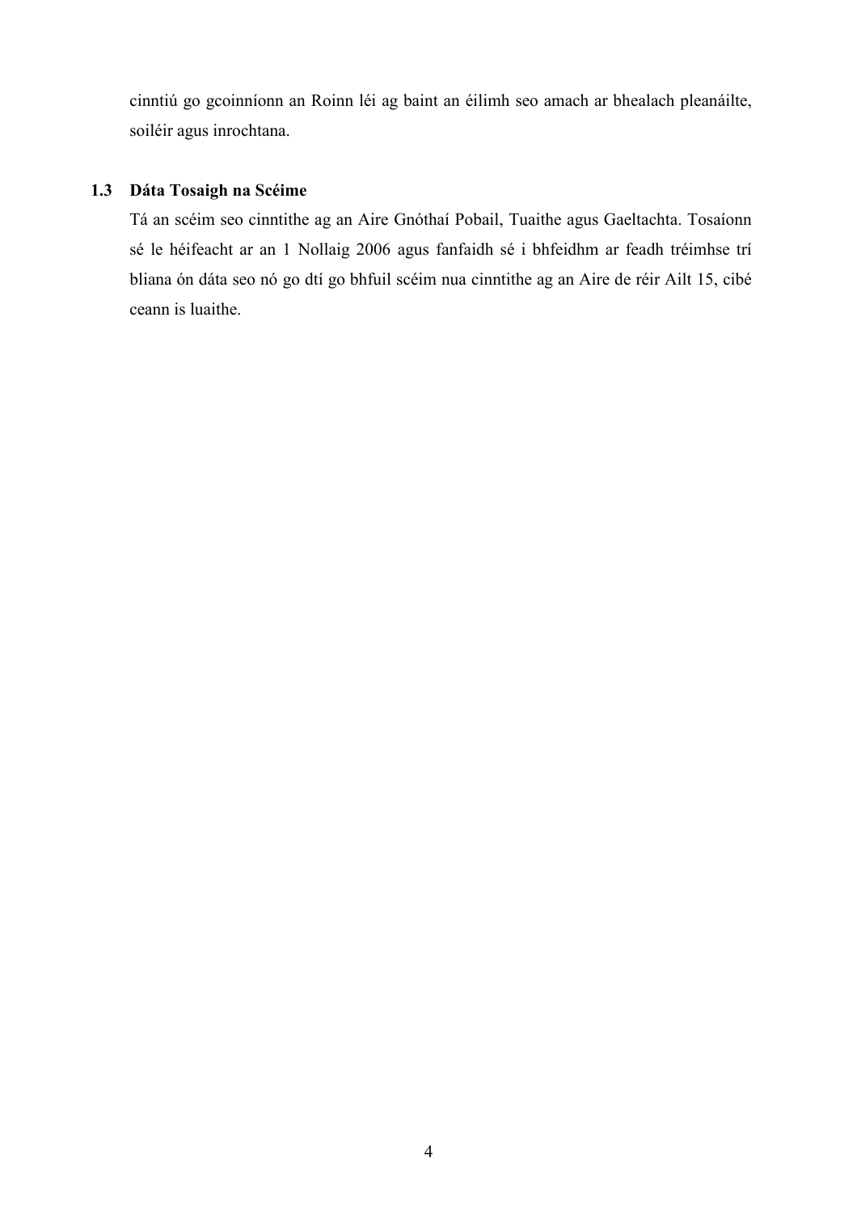cinntiú go gcoinníonn an Roinn léi ag baint an éilimh seo amach ar bhealach pleanáilte, soiléir agus inrochtana.

### 1.3 Dáta Tosaigh na Scéime

Tá an scéim seo cinntithe ag an Aire Gnóthaí Pobail, Tuaithe agus Gaeltachta. Tosaíonn sé le héifeacht ar an 1 Nollaig 2006 agus fanfaidh sé i bhfeidhm ar feadh tréimhse trí bliana ón dáta seo nó go dtí go bhfuil scéim nua cinntithe ag an Aire de réir Ailt 15, cibé ceann is luaithe.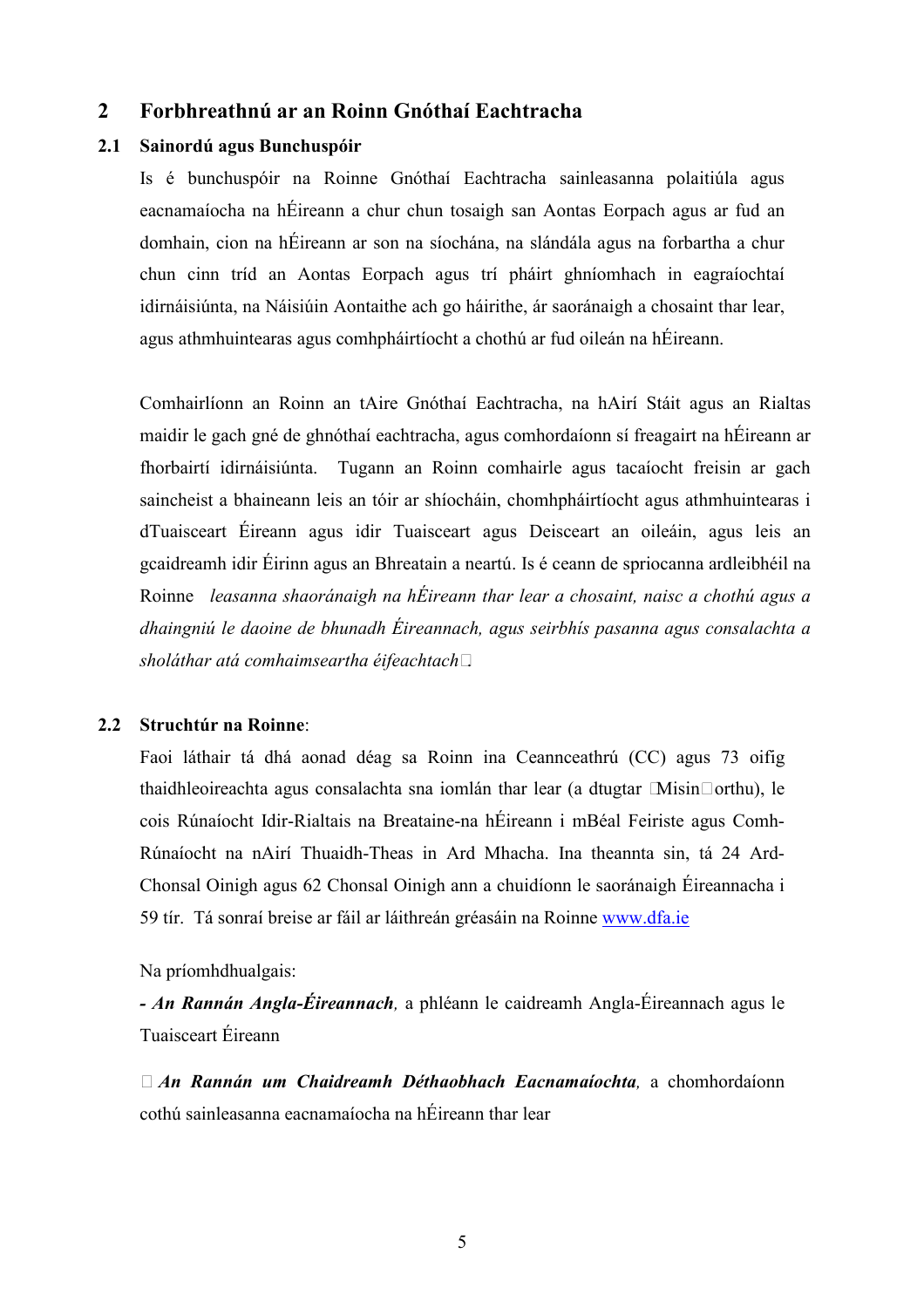## 2 Forbhreathnú ar an Roinn Gnóthaí Eachtracha

### 2.1 Sainordú agus Bunchuspóir

Is é bunchuspóir na Roinne Gnóthaí Eachtracha sainleasanna polaitiúla agus eacnamaíocha na hÉireann a chur chun tosaigh san Aontas Eorpach agus ar fud an domhain, cion na hÉireann ar son na síochána, na slándála agus na forbartha a chur chun cinn tríd an Aontas Eorpach agus trí pháirt ghníomhach in eagraíochtaí idirnáisiúnta, na Náisiúin Aontaithe ach go háirithe, ár saoránaigh a chosaint thar lear, agus athmhuintearas agus comhpháirtíocht a chothú ar fud oileán na hÉireann.

Comhairlíonn an Roinn an tAire Gnóthaí Eachtracha, na hAirí Stáit agus an Rialtas maidir le gach gné de ghnóthaí eachtracha, agus comhordaíonn sí freagairt na hÉireann ar fhorbairtí idirnáisiúnta. Tugann an Roinn comhairle agus tacaíocht freisin ar gach saincheist a bhaineann leis an tóir ar shíocháin, chomhpháirtíocht agus athmhuintearas i dTuaisceart Éireann agus idir Tuaisceart agus Deisceart an oileáin, agus leis an gcaidreamh idir Éirinn agus an Bhreatain a neartú. Is é ceann de spriocanna ardleibhéil na Roinne *leasanna shoránaigh na hÉireann thar lear a chosaint, naisc a chothú agus a dhaingniú le daoine de bhunadh Éireannach, agus seirbhís pasanna agus consalachta a sholáthar atá comhaimseartha éifeachtach*.

### 2.2 Struchtúr na Roinne:

Faoi láthair tá dhá aonad déag sa Roinn ina Ceannceathrú (CC) agus 73 oifig thaidhleoireachta agus consalachta sna iomlán thar lear (a dtugtar 'Misin' orthu), le cois Rúnaíocht Idir-Rialtais na Breataine-na hÉireann i mBéal Feiriste agus Comh-Rúnaíocht na nAirí Thuaidh-Theas in Ard Mhacha. Ina theannta sin, tá 24 Ard-Chonsal Oinigh agus 62 Chonsal Oinigh ann a chuidíonn le saoránaigh Éireannacha i 59 tír. Tá sonraí breise ar fáil ar láithreán gréasáin na Roinne www.dfa.ie

Na príomhdhualgais:

- ***An Rannán Angla-Éireannach***, a phléann le caidreamh Angla-Éireannach agus le Tuaisceart Éireann

- ***An Rannán um Chaidreamh Déthaobhach Eacnamaíochta***, a chomhordaíonn cothú sainleasanna eacnamaíocha na hÉireann thar lear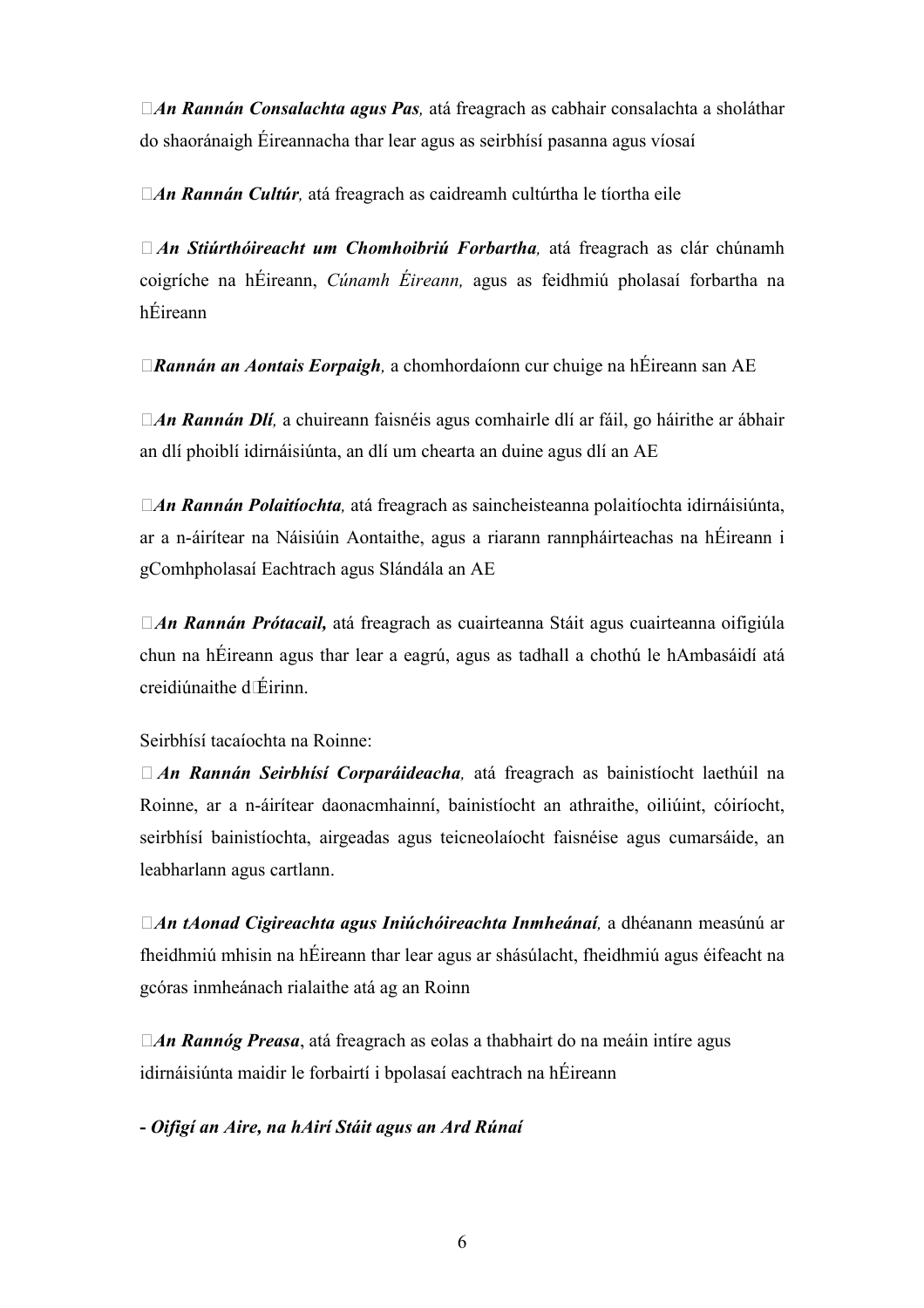- ***An Rannán Consalachta agus Pas,*** atá freagrach as cabhair consalachta a sholáthar do shaoránaigh Éireannacha thar lear agus as seirbhísí pasanna agus víosaí

- ***An Rannán Cultúr,*** atá freagrach as caidreamh cultúrtha le tíortha eile

- ***An Stiúrthóireacht um Chomhoibriú Forbartha,*** atá freagrach as clár chúnamh coigríche na hÉireann, *Cúnamh Éireann,* agus as feidhmiú pholasaí forbartha na hÉireann

- ***Rannán an Aontais Eorpaigh,*** a chomhordaíonn cur chuige na hÉireann san AE

- ***An Rannán Dlí,*** a chuireann faisnéis agus comhairle dlí ar fáil, go háirithe ar ábhair an dlí phoiblí idirnáisiúnta, an dlí um chearta an duine agus dlí an AE

- ***An Rannán Polaitíochta,*** atá freagrach as saincheisteanna polaitíochta idirnáisiúnta, ar a n-áirítear na Náisiúin Aontaithe, agus a riarann rannpháirteachas na hÉireann i gComhpholasaí Eachtrach agus Slándála an AE

- ***An Rannán Prótacail,*** atá freagrach as cuairteanna Stáit agus cuairteanna oifigiúla chun na hÉireann agus thar lear a eagrú, agus as tadhall a chothú le hAmbasáidí atá creidiúnaithe d'Éirinn.

Seirbhísí tacaíochta na Roinne:

- ***An Rannán Seirbhísí Corparáideacha,*** atá freagrach as bainistíocht laethúil na Roinne, ar a n-áirítear daonacmhainní, bainistíocht an athraithe, oiliúint, cóiríocht, seirbhísí bainistíochta, airgeadas agus teicneolaíocht faisnéise agus cumarsáide, an leabharlann agus cartlann.

- ***An tAonad Cigireachta agus Iniúchóireachta Inmheánaí,*** a dhéanann measúnú ar fheidhmiú mhisin na hÉireann thar lear agus ar shásúlacht, fheidhmiú agus éifeacht na gcóras inmheánach rialaithe atá ag an Roinn

- ***An Rannóg Preasa***, atá freagrach as eolas a thabhairt do na meáin intíre agus idirnáisiúnta maidir le forbairtí i bpolasaí eachtrach na hÉireann

- ***Oifigí an Aire, na hAirí Stáit agus an Ard Rúnaí***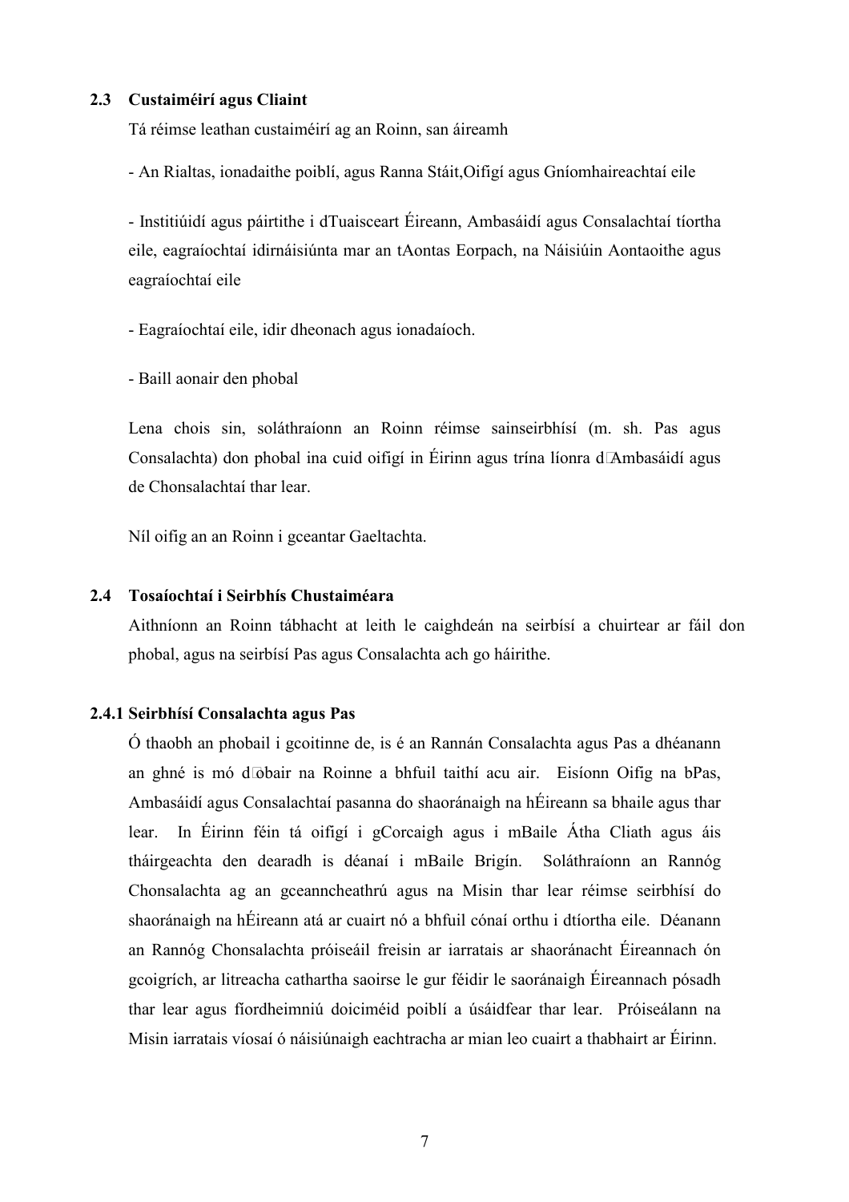## 2.3 Custaiméirí agus Cliaint

Tá réimse leathan custaiméirí ag an Roinn, san áireamh

- An Rialtas, ionadaithe poiblí, agus Ranna Stáit,Oifigí agus Gníomhaireachtaí eile

- Institiúidí agus páirtithe i dTuaisceart Éireann, Ambasáidí agus Consalachtaí tíortha eile, eagraíochtaí idirnáisiúnta mar an tAontas Eorpach, na Náisiúin Aontaoithe agus eagraíochtaí eile

- Eagraíochtaí eile, idir dheonach agus ionadaíoch.

- Baill aonair den phobal

Lena chois sin, soláthraíonn an Roinn réimse sainseirbhísí (m. sh. Pas agus Consalachta) don phobal ina cuid oifigí in Éirinn agus trína líonra d'Ambasáidí agus de Chonsalachtaí thar lear.

Níl oifig an an Roinn i gceantar Gaeltachta.

## 2.4 Tosaíochtaí i Seirbhís Chustaiméara

Aithníonn an Roinn tábhacht at leith le caighdeán na seirbísí a chuirtear ar fáil don phobal, agus na seirbísí Pas agus Consalachta ach go háirithe.

### 2.4.1 Seirbhísí Consalachta agus Pas

Ó thaobh an phobail i gcoitinne de, is é an Rannán Consalachta agus Pas a dhéanann an ghné is mó d'obair na Roinne a bhfuil taithí acu air. Eisíonn Oifig na bPas, Ambasáidí agus Consalachtaí pasanna do shaoránaigh na hÉireann sa bhaile agus thar lear. In Éirinn féin tá oifigí i gCorcaigh agus i mBaile Átha Cliath agus áis tháirgeachta den dearadh is déanaí i mBaile Brigín. Soláthraíonn an Rannóg Chonsalachta ag an gceanncheathrú agus na Misin thar lear réimse seirbhísí do shaoránaigh na hÉireann atá ar cuairt nó a bhfuil cónaí orthu i dtíortha eile. Déanann an Rannóg Chonsalachta próiseáil freisin ar iarratais ar shaoránacht Éireannach ón gcoigrích, ar litreacha cathartha saoirse le gur féidir le saoránaigh Éireannach pósadh thar lear agus fíordheimniú doiciméid poiblí a úsáidfear thar lear. Próiseálann na Misin iarratais víosaí ó náisiúnaigh eachtracha ar mian leo cuairt a thabhairt ar Éirinn.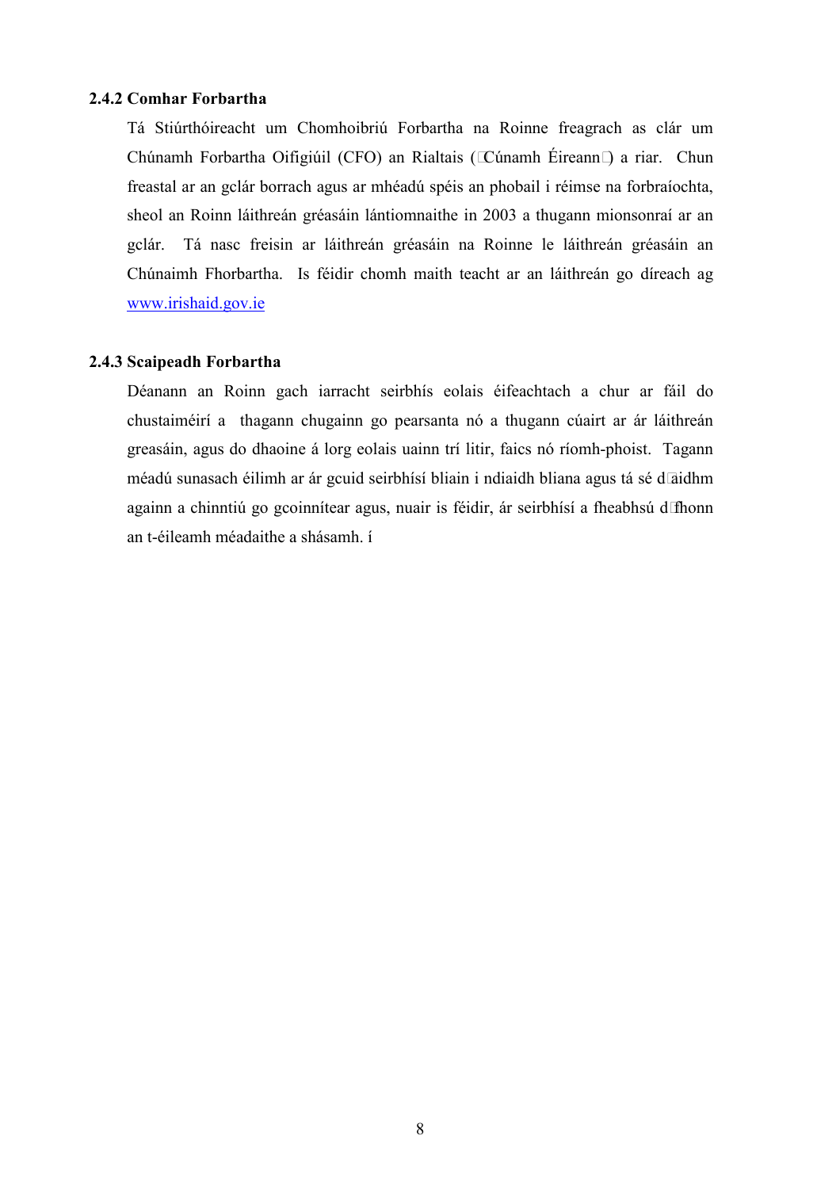### 2.4.2 Comhar Forbartha

Tá Stiúrthóireacht um Chomhoibriú Forbartha na Roinne freagrach as clár um Chúnamh Forbartha Oifigiúil (CFO) an Rialtais (Cúnamh Éireann) a riar. Chun freastal ar an gclár borrach agus ar mhéadú spéis an phobail i réimse na forbraíochta, sheol an Roinn láithreán gréasáin lántiomnaithe in 2003 a thugann mionsonraí ar an gclár. Tá nasc freisin ar láithreán gréasáin na Roinne le láithreán gréasáin an Chúnaimh Fhorbartha. Is féidir chomh maith teacht ar an láithreán go díreach ag [www.irishaid.gov.ie](http://www.irishaid.gov.ie)

### 2.4.3 Scaipeadh Forbartha

Déanann an Roinn gach iarracht seirbhís eolais éifeachtach a chur ar fáil do chustaiméirí a thagann chugainn go pearsanta nó a thugann cúairt ar ár láithreán greasáin, agus do dhaoine á lorg eolais uainn trí litir, faics nó ríomh-phoist. Tagann méadú sunasach éilimh ar ár gcuid seirbhísí bliain i ndiaidh bliana agus tá sé d'aidhm againn a chinntiú go gcoinnítear agus, nuair is féidir, ár seirbhísí a fheabhsú d'fhonn an t-éileamh méadaithe a shásamh. í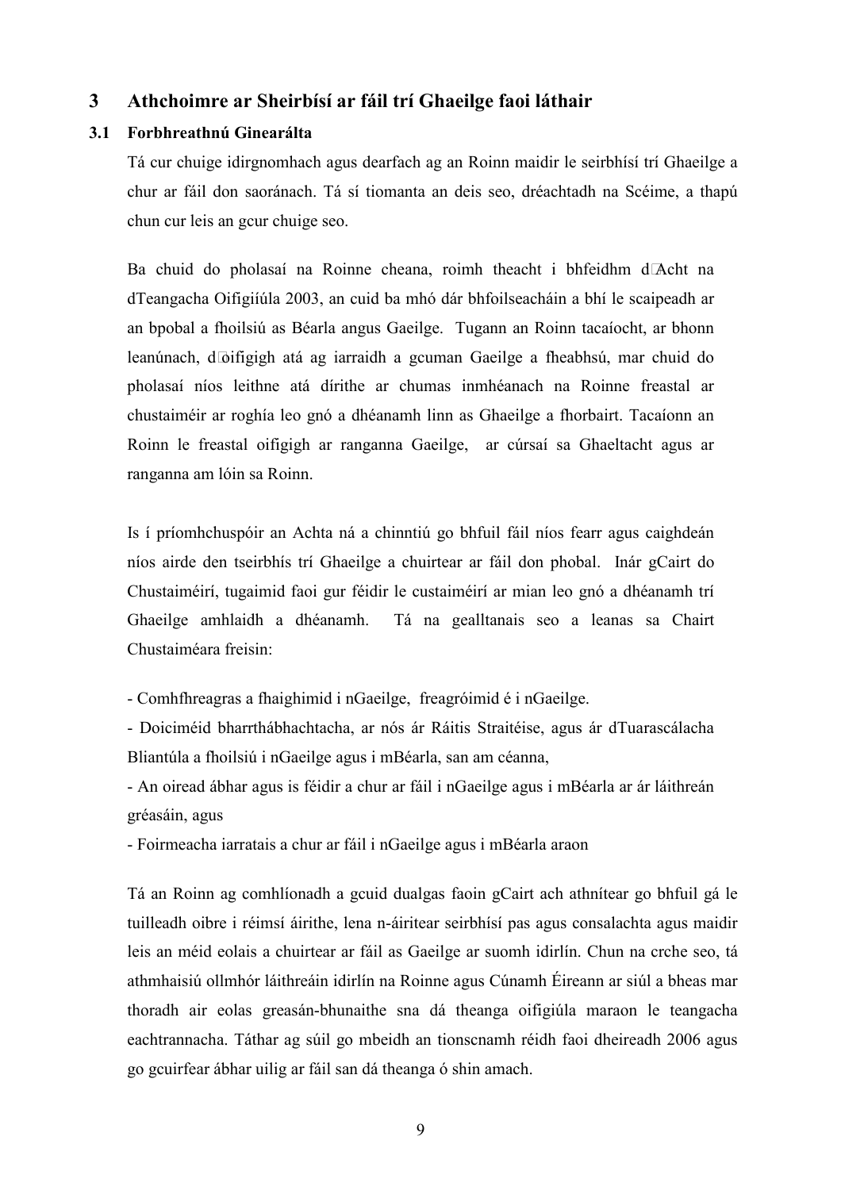## 3 Athchoimre ar Sheirbísí ar fáil trí Ghaeilge faoi láthair

### 3.1 Forbhreathnú Ginearálta

Tá cur chuige idirgnomhach agus dearfach ag an Roinn maidir le seirbhísí trí Ghaeilge a chur ar fáil don saoránach. Tá sí tiomanta an deis seo, dréachtadh na Scéime, a thapú chun cur leis an gcur chuige seo.

Ba chuid do pholasaí na Roinne cheana, roimh theacht i bhfeidhm d'Acht na dTeangacha Oifigiúla 2003, an cuid ba mhó dár bhfoilseacháin a bhí le scaipeadh ar an bpobal a fhoilsiú as Béarla angus Gaeilge. Tugann an Roinn tacaíocht, ar bhonn leanúnach, d'oifigigh atá ag iarraidh a gcuman Gaeilge a fheabhsú, mar chuid do pholasaí níos leithne atá dírithe ar chumas inmhéanach na Roinne freastal ar chustaiméir ar roghía leo gnó a dhéanamh linn as Ghaeilge a fhorbairt. Tacaíonn an Roinn le freastal oifigigh ar ranganna Gaeilge, ar cúrsaí sa Ghaeltacht agus ar ranganna am lóin sa Roinn.

Is í príomhchuspóir an Achta ná a chinntiú go bhfuil fáil níos fearr agus caighdeán níos airde den tseirbhís trí Ghaeilge a chuirtear ar fáil don phobal. Inár gCairt do Chustaiméirí, tugaimid faoi gur féidir le custaiméirí ar mian leo gnó a dhéanamh trí Ghaeilge amhlaidh a dhéanamh. Tá na gealltanais seo a leanas sa Chairt Chustaiméara freisin:

- Comhfhreagras a fhaighimid i nGaeilge, freagróimid é i nGaeilge.
- Doiciméid bharrthábhachtacha, ar nós ár Ráitis Straitéise, agus ár dTuarascálacha Bliantúla a fhoilsiú i nGaeilge agus i mBéarla, san am céanna,
- An oiread ábhar agus is féidir a chur ar fáil i nGaeilge agus i mBéarla ar ár láithreán gréasáin, agus
- Foirmeacha iarratais a chur ar fáil i nGaeilge agus i mBéarla araon

Tá an Roinn ag comhlíonadh a gcuid dualgas faoin gCairt ach athnítear go bhfuil gá le tuilleadh oibre i réimsí áirithe, lena n-áiritear seirbhísí pas agus consalachta agus maidir leis an méid eolais a chuirtear ar fáil as Gaeilge ar suomh idirlín. Chun na crche seo, tá athmhaisiú ollmhór láithreáin idirlín na Roinne agus Cúnamh Éireann ar siúl a bheas mar thoradh air eolas greasán-bhunaithe sna dá theanga oifigiúla maraon le teangacha eachtrannacha. Táthar ag súil go mbeidh an tionscnamh réidh faoi dheireadh 2006 agus go gcuirfear ábhar uilig ar fáil san dá theanga ó shin amach.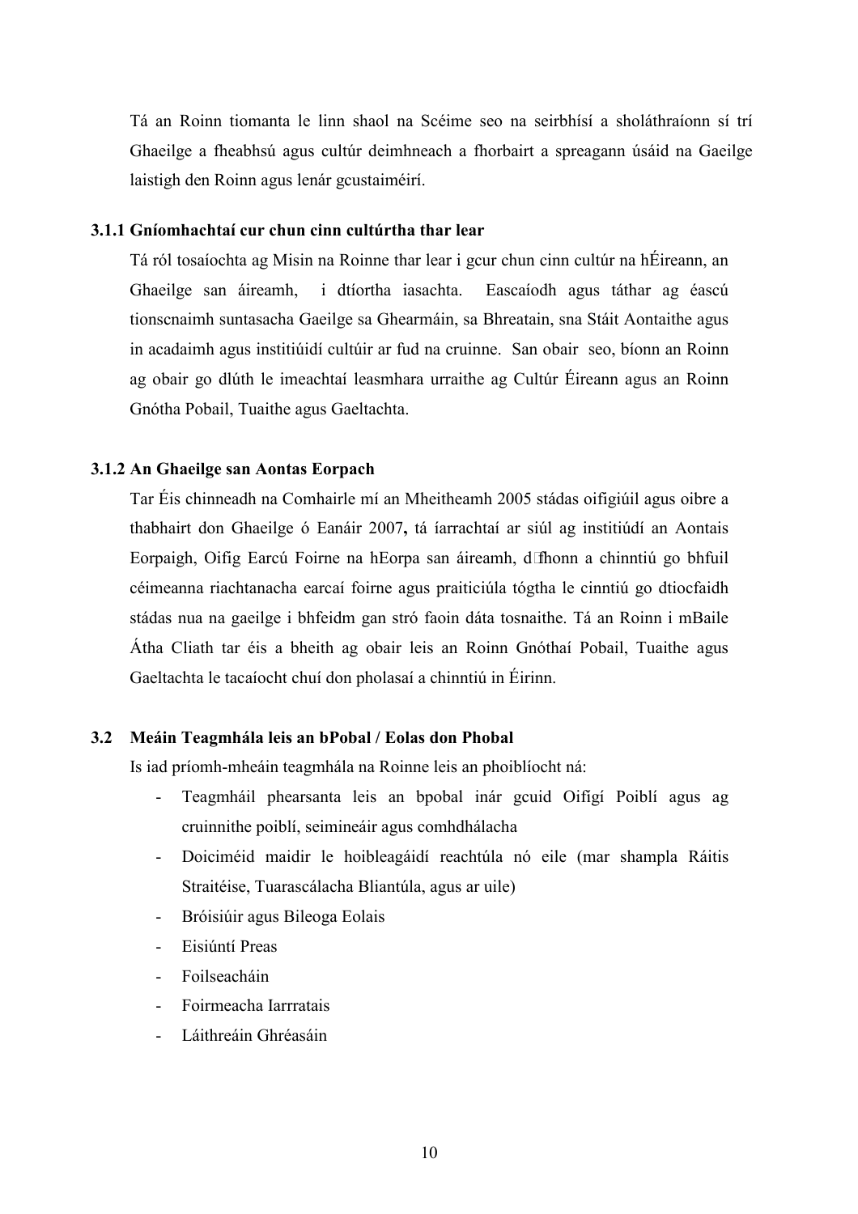Tá an Roinn tiomanta le linn shaol na Scéime seo na seirbhísí a sholáthraíonn sí trí Ghaeilge a fheabhsú agus cultúr deimhneach a fhorbairt a spreagann úsáid na Gaeilge laistigh den Roinn agus lenár gcustaiméirí.

### 3.1.1 Gníomhachtaí cur chun cinn cultúrtha thar lear

Tá ról tosaíochta ag Misin na Roinne thar lear i gcur chun cinn cultúr na hÉireann, an Ghaeilge san áireamh, i dtíortha iasachta. Eascaíodh agus táthar ag éascú tionscnaimh suntasacha Gaeilge sa Ghearmáin, sa Bhreatain, sna Stáit Aontaithe agus in acadaimh agus institiúidí cultúir ar fud na cruinne. San obair seo, bíonn an Roinn ag obair go dlúth le imeachtaí leasmhara urraithe ag Cultúr Éireann agus an Roinn Gnótha Pobail, Tuaithe agus Gaeltachta.

### 3.1.2 An Ghaeilge san Aontas Eorpach

Tar Éis chinneadh na Comhairle mí an Mheitheamh 2005 stádas oifigiúil agus oibre a thabhairt don Ghaeilge ó Eanáir 2007**,** tá íarrachtaí ar siúl ag institiúdí an Aontais Eorpaigh, Oifig Earcú Foirne na hEorpa san áireamh, d'fhonn a chinntiú go bhfuil céimeanna riachtanacha earcaí foirne agus praiticiúla tógtha le cinntiú go dtiocfaidh stádas nua na gaeilge i bhfeidm gan stró faoin dáta tosnaithe. Tá an Roinn i mBaile Átha Cliath tar éis a bheith ag obair leis an Roinn Gnóthaí Pobail, Tuaithe agus Gaeltachta le tacaíocht chuí don pholasaí a chinntiú in Éirinn.

## 3.2 Meáin Teagmhála leis an bPobal / Eolas don Phobal

Is iad príomh-mheáin teagmhála na Roinne leis an phoiblíocht ná:

- Teagmháil phearsanta leis an bpobal inár gcuid Oifígí Poiblí agus ag cruinnithe poiblí, seimineáir agus comhdhálacha
- Doiciméid maidir le hoibleagáidí reachtúla nó eile (mar shampla Ráitis Straitéise, Tuarascálacha Bliantúla, agus ar uile)
- Bróisiúir agus Bileoga Eolais
- Eisiúntí Preas
- Foilseacháin
- Foirmeacha Iarrratais
- Láithreáin Ghréasáin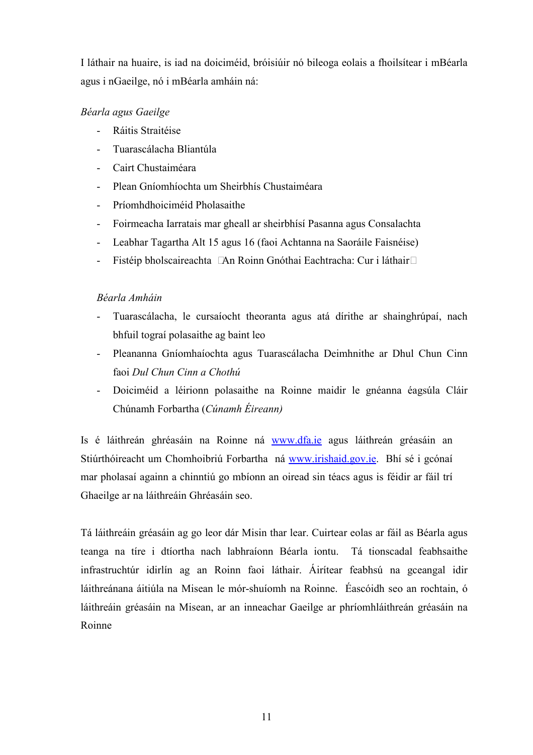I láthair na huaire, is iad na doiciméid, bróisiúir nó bileoga eolais a fhoilsítear i mBéarla agus i nGaeilge, nó i mBéarla amháin ná:

*Béarla agus Gaeilge*

- Ráitis Straitéise
- Tuarascálacha Bliantúla
- Cairt Chustaiméara
- Plean Gníomhíochta um Sheirbhís Chustaiméara
- Príomhdhoiciméid Pholasaithe
- Foirmeacha Iarratais mar gheall ar sheirbhísí Pasanna agus Consalachta
- Leabhar Tagartha Alt 15 agus 16 (faoi Achtanna na Saoráile Faisnéise)
- Fistéip bholscaireachta An Roinn Gnóthai Eachtracha: Cur i láthair

*Béarla Amháin*

- Tuarascálacha, le cursaíocht theoranta agus atá dírithe ar shainghrúpaí, nach bhfuil tograí polasaithe ag baint leo
- Pleananna Gníomhaíochta agus Tuarascálacha Deimhnithe ar Dhul Chun Cinn faoi *Dul Chun Cinn a Chothú*
- Doiciméid a léirionn polasaithe na Roinne maidir le gnéanna éagsúla Cláir Chúnamh Forbartha (*Cúnamh Éireann)*

Is é láithreán ghréasáin na Roinne ná www.dfa.ie agus láithreán gréasáin an Stiúrthóireacht um Chomhoibriú Forbartha ná www.irishaid.gov.ie. Bhí sé i gcónaí mar pholasaí againn a chinntiú go mbíonn an oiread sin téacs agus is féidir ar fáil trí Ghaeilge ar na láithreáin Ghréasáin seo.

Tá láithreáin gréasáin ag go leor dár Misin thar lear. Cuirtear eolas ar fáil as Béarla agus teanga na tíre i dtíortha nach labhraíonn Béarla iontu. Tá tionscadal feabhsaithe infrastruchtúr idirlín ag an Roinn faoi láthair. Áirítear feabhsú na gceangal idir láithreánana áitiúla na Misean le mór-shuíomh na Roinne. Éascóidh seo an rochtain, ó láithreáin gréasáin na Misean, ar an inneachar Gaeilge ar phríomhláithreán gréasáin na Roinne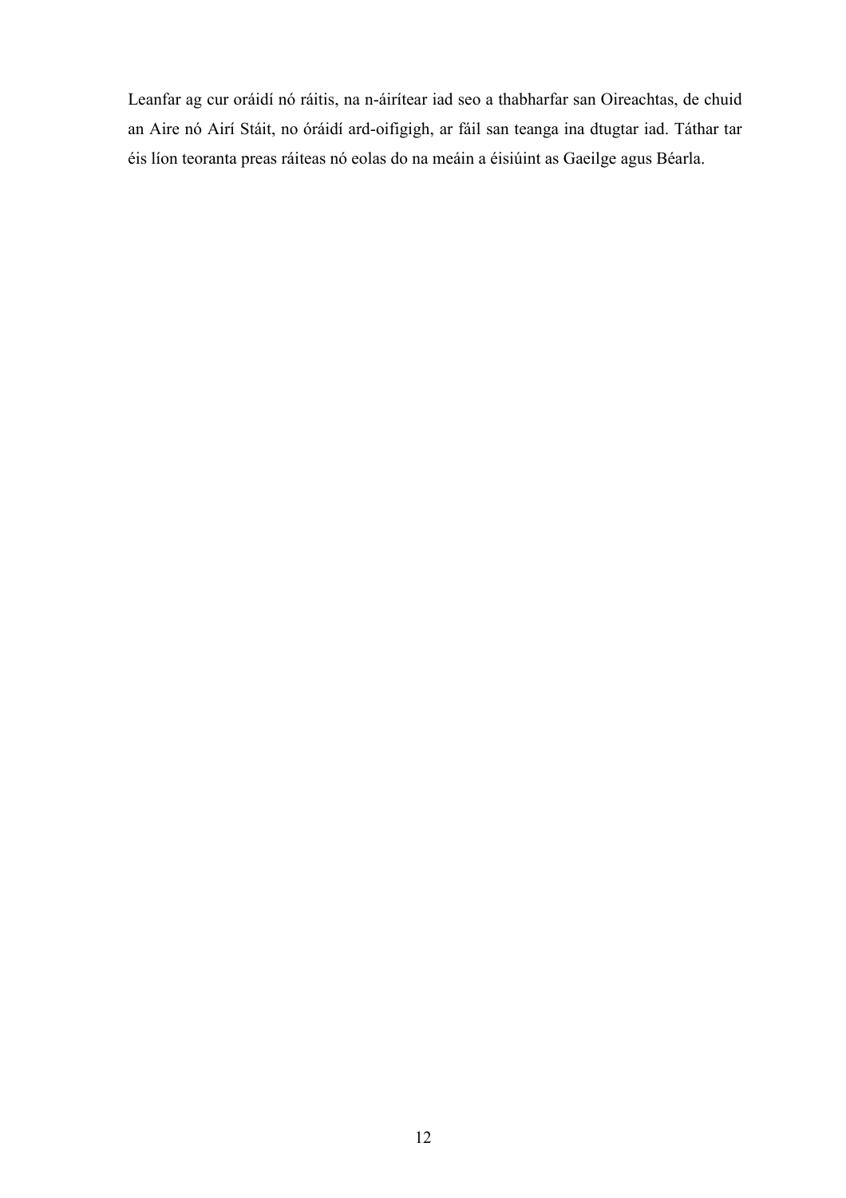Leanfar ag cur oráidí nó ráitis, na n-áirítear iad seo a thabharfar san Oireachtas, de chuid an Aire nó Airí Stáit, no óráidí ard-oifigigh, ar fáil san teanga ina dtugtar iad. Táthar tar éis líon teoranta preas ráiteas nó eolas do na meáin a éisiúint as Gaeilge agus Béarla.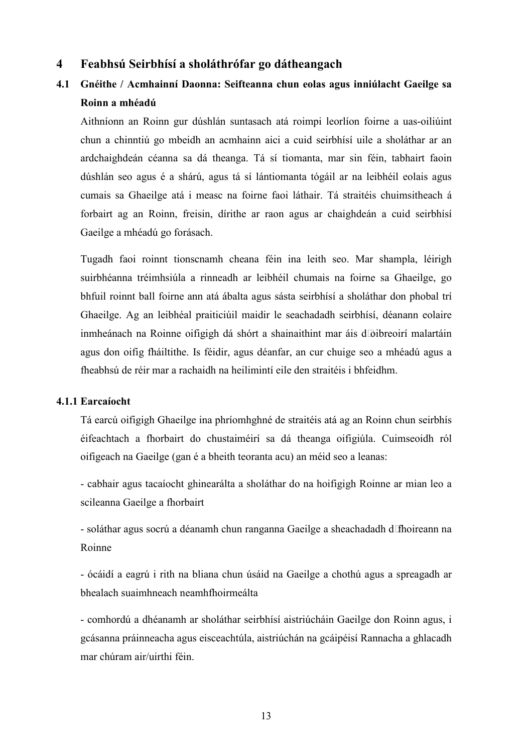## 4 Feabhsú Seirbhísí a sholáthrófar go dátheangach

### 4.1 Gnéithe / Acmhainní Daonna: Seifteanna chun eolas agus inniúlacht Gaeilge sa Roinn a mhéadú

Aithníonn an Roinn gur dúshlán suntasach atá roimpi leorlíon foirne a uas-oiliúint chun a chinntiú go mbeidh an acmhainn aici a cuid seirbhísí uile a sholáthar ar an ardchaighdeán céanna sa dá theanga. Tá sí tiomanta, mar sin féin, tabhairt faoin dúshlán seo agus é a shárú, agus tá sí lántiomanta tógáil ar na leibhéil eolais agus cumais sa Ghaeilge atá i measc na foirne faoi láthair. Tá straitéis chuimsitheach á forbairt ag an Roinn, freisin, dírithe ar raon agus ar chaighdeán a cuid seirbhísí Gaeilge a mhéadú go forásach.

Tugadh faoi roinnt tionscnamh cheana féin ina leith seo. Mar shampla, léirigh suirbhéanna tréimhsiúla a rinneadh ar leibhéil chumais na foirne sa Ghaeilge, go bhfuil roinnt ball foirne ann atá ábalta agus sásta seirbhísí a sholáthar don phobal trí Ghaeilge. Ag an leibhéal praiticiúil maidir le seachadadh seirbhísí, déanann eolaire inmheánach na Roinne oifigigh dá shórt a shainaithint mar áis d'oibreoirí malartáin agus don oifig fháiltithe. Is féidir, agus déanfar, an cur chuige seo a mhéadú agus a fheabhsú de réir mar a rachaidh na heilimintí eile den straitéis i bhfeidhm.

#### 4.1.1 Earcaíocht

Tá earcú oifigigh Ghaeilge ina phríomhghné de straitéis atá ag an Roinn chun seirbhís éifeachtach a fhorbairt do chustaiméirí sa dá theanga oifigiúla. Cuimseoidh ról oifigeach na Gaeilge (gan é a bheith teoranta acu) an méid seo a leanas:

- cabhair agus tacaíocht ghinearálta a sholáthar do na hoifigigh Roinne ar mian leo a scileanna Gaeilge a fhorbairt

- soláthar agus socrú a déanamh chun ranganna Gaeilge a sheachadadh d'fhoireann na Roinne

- ócáidí a eagrú i rith na bliana chun úsáid na Gaeilge a chothú agus a spreagadh ar bhealach suaimhneach neamhfhoirmeálta

- comhordú a dhéanamh ar sholáthar seirbhísí aistriúcháin Gaeilge don Roinn agus, i gcásanna práinneacha agus eisceachtúla, aistriúchán na gcáipéisí Rannacha a ghlacadh mar chúram air/uirthi féin.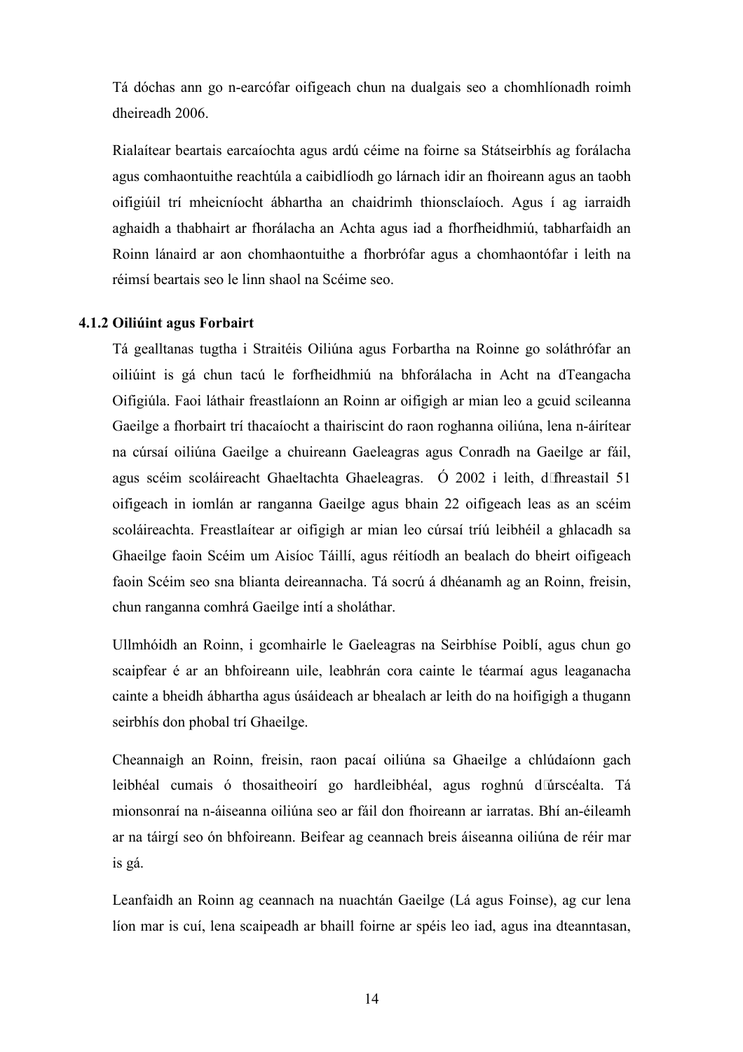Tá dóchas ann go n-earcófar oifigeach chun na dualgais seo a chomhlíonadh roimh dheireadh 2006.

Rialaítear beartais earcaíochta agus ardú céime na foirne sa Státseirbhís ag forálacha agus comhaontuithe reachtúla a caibidlíodh go lárnach idir an fhoireann agus an taobh oifigiúil trí mheicníocht ábhartha an chaidrimh thionsclaíoch. Agus í ag iarraidh aghaidh a thabhairt ar fhorálacha an Achta agus iad a fhorfheidhmiú, tabharfaidh an Roinn lánaird ar aon chomhaontuithe a fhorbrófar agus a chomhaontófar i leith na réimsí beartais seo le linn shaol na Scéime seo.

### 4.1.2 Oiliúint agus Forbairt

Tá gealltanas tugtha i Straitéis Oiliúna agus Forbartha na Roinne go soláthrófar an oiliúint is gá chun tacú le forfheidhmiú na bhforálacha in Acht na dTeangacha Oifigiúla. Faoi láthair freastlaíonn an Roinn ar oifigigh ar mian leo a gcuid scileanna Gaeilge a fhorbairt trí thacaíocht a thairiscint do raon roghanna oiliúna, lena n-áirítear na cúrsaí oiliúna Gaeilge a chuireann Gaeleagras agus Conradh na Gaeilge ar fáil, agus scéim scoláireacht Ghaeltachta Ghaeleagras. Ó 2002 i leith, d'fhreastail 51 oifigeach in iomlán ar ranganna Gaeilge agus bhain 22 oifigeach leas as an scéim scoláireachta. Freastlaítear ar oifigigh ar mian leo cúrsaí tríú leibhéil a ghlacadh sa Ghaeilge faoin Scéim um Aisíoc Táillí, agus réitíodh an bealach do bheirt oifigeach faoin Scéim seo sna blianta deireannacha. Tá socrú á dhéanamh ag an Roinn, freisin, chun ranganna comhrá Gaeilge intí a sholáthar.

Ullmhóidh an Roinn, i gcomhairle le Gaeleagras na Seirbhíse Poiblí, agus chun go scaipfear é ar an bhfoireann uile, leabhrán cora cainte le téarmaí agus leaganacha cainte a bheidh ábhartha agus úsáideach ar bhealach ar leith do na hoifigigh a thugann seirbhís don phobal trí Ghaeilge.

Cheannaigh an Roinn, freisin, raon pacaí oiliúna sa Ghaeilge a chlúdaíonn gach leibhéal cumais ó thosaitheoirí go hardleibhéal, agus roghnú d'úrscéalta. Tá mionsonraí na n-áiseanna oiliúna seo ar fáil don fhoireann ar iarratas. Bhí an-éileamh ar na táirgí seo ón bhfoireann. Beifear ag ceannach breis áiseanna oiliúna de réir mar is gá.

Leanfaidh an Roinn ag ceannach na nuachtán Gaeilge (Lá agus Foinse), ag cur lena líon mar is cuí, lena scaipeadh ar bhaill foirne ar spéis leo iad, agus ina dteanntasan,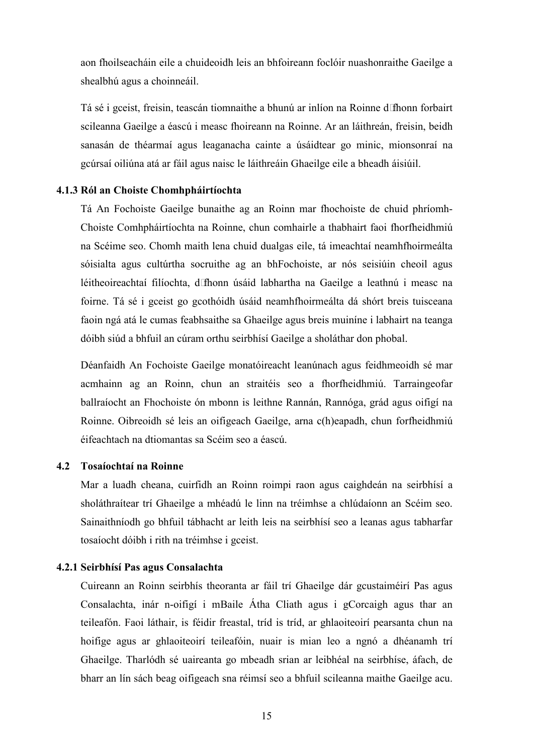aon fhoilseacháin eile a chuideoidh leis an bhfoireann foclóir nuashonraithe Gaeilge a shealbhú agus a choinneáil.

Tá sé i gceist, freisin, teascán tiomnaithe a bhunú ar inlíon na Roinne d'fhonn forbairt scileanna Gaeilge a éascú i measc fhoireann na Roinne. Ar an láithreán, freisin, beidh sanasán de théarmaí agus leaganacha cainte a úsáidtear go minic, mionsonraí na gcúrsaí oiliúna atá ar fáil agus naisc le láithreáin Ghaeilge eile a bheadh áisiúil.

### 4.1.3 Ról an Choiste Chomhpháirtíochta

Tá An Fochoiste Gaeilge bunaithe ag an Roinn mar fhochoiste de chuid phríomh-Choiste Comhpháirtíochta na Roinne, chun comhairle a thabhairt faoi fhorfheidhmiú na Scéime seo. Chomh maith lena chuid dualgas eile, tá imeachtaí neamhfhoirmeálta sóisialta agus cultúrtha socruithe ag an bhFochoiste, ar nós seisiúin cheoil agus léitheoireachtaí filíochta, d'fhonn úsáid labhartha na Gaeilge a leathnú i measc na foirne. Tá sé i gceist go gcothóidh úsáid neamhfhoirmeálta dá shórt breis tuisceana faoin ngá atá le cumas feabhsaithe sa Ghaeilge agus breis muiníne i labhairt na teanga dóibh siúd a bhfuil an cúram orthu seirbhísí Gaeilge a sholáthar don phobal.

Déanfaidh An Fochoiste Gaeilge monatóireacht leanúnach agus feidhmeoidh sé mar acmhainn ag an Roinn, chun an straitéis seo a fhorfheidhmiú. Tarraingeofar ballraíocht an Fhochoiste ón mbonn is leithne Rannán, Rannóga, grád agus oifigí na Roinne. Oibreoidh sé leis an oifigeach Gaeilge, arna c(h)eapadh, chun forfheidhmiú éifeachtach na dtiomantas sa Scéim seo a éascú.

### 4.2 Tosaíochtaí na Roinne

Mar a luadh cheana, cuirfidh an Roinn roimpi raon agus caighdeán na seirbhísí a sholáthraítear trí Ghaeilge a mhéadú le linn na tréimhse a chlúdaíonn an Scéim seo. Sainaithníodh go bhfuil tábhacht ar leith leis na seirbhísí seo a leanas agus tabharfar tosaíocht dóibh i rith na tréimhse i gceist.

### 4.2.1 Seirbhísí Pas agus Consalachta

Cuireann an Roinn seirbhís theoranta ar fáil trí Ghaeilge dár gcustaiméirí Pas agus Consalachta, inár n-oifigí i mBaile Átha Cliath agus i gCorcaigh agus thar an teileafón. Faoi láthair, is féidir freastal, tríd is tríd, ar ghlaoiteoirí pearsanta chun na hoifige agus ar ghlaoiteoirí teileafóin, nuair is mian leo a ngnó a dhéanamh trí Ghaeilge. Tharlódh sé uaireanta go mbeadh srian ar leibhéal na seirbhíse, áfach, de bharr an lín sách beag oifigeach sna réimsí seo a bhfuil scileanna maithe Gaeilge acu.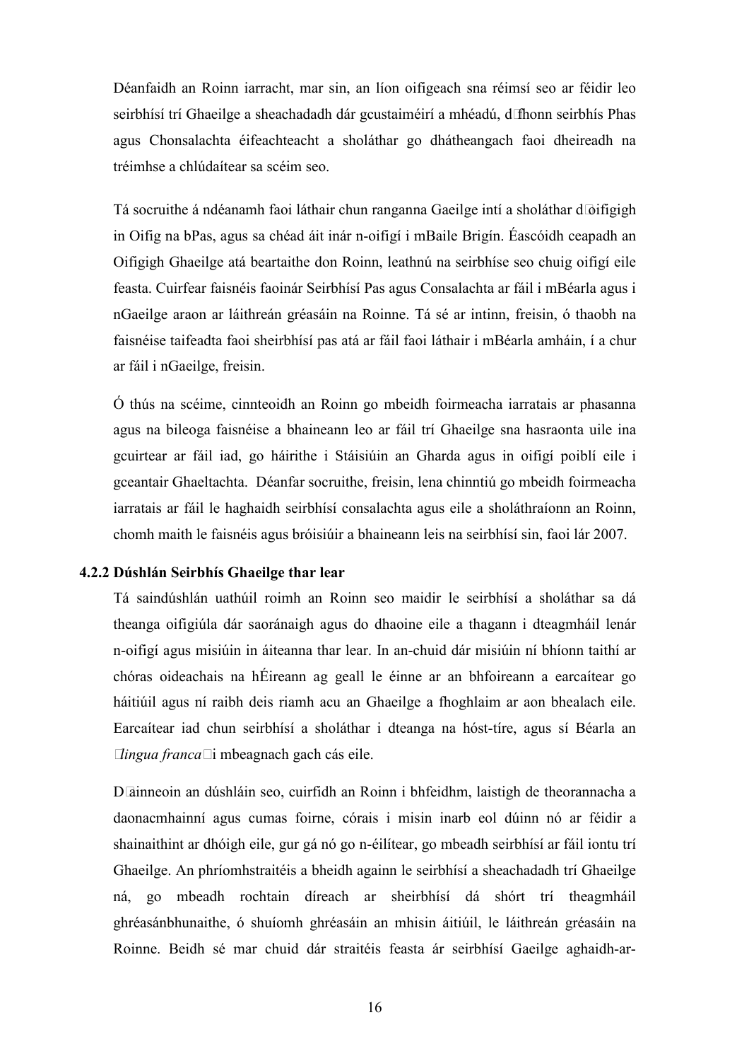Déanfaidh an Roinn iarracht, mar sin, an líon oifigeach sna réimsí seo ar féidir leo seirbhísí trí Ghaeilge a sheachadadh dár gcustaiméirí a mhéadú, d'fhonn seirbhís Phas agus Chonsalachta éifeachteacht a sholáthar go dhátheangach faoi dheireadh na tréimhse a chlúdaítear sa scéim seo.

Tá socruithe á ndéanamh faoi láthair chun ranganna Gaeilge intí a sholáthar d'oifigigh in Oifig na bPas, agus sa chéad áit inár n-oifigí i mBaile Brigín. Éascóidh ceapadh an Oifigigh Ghaeilge atá beartaithe don Roinn, leathnú na seirbhíse seo chuig oifigí eile feasta. Cuirfear faisnéis faoinár Seirbhísí Pas agus Consalachta ar fáil i mBéarla agus i nGaeilge araon ar láithreán gréasáin na Roinne. Tá sé ar intinn, freisin, ó thaobh na faisnéise taifeadta faoi sheirbhísí pas atá ar fáil faoi láthair i mBéarla amháin, í a chur ar fáil i nGaeilge, freisin.

Ó thús na scéime, cinnteoidh an Roinn go mbeidh foirmeacha iarratais ar phasanna agus na bileoga faisnéise a bhaineann leo ar fáil trí Ghaeilge sna hasraonta uile ina gcuirtear ar fáil iad, go háirithe i Stáisiúin an Gharda agus in oifigí poiblí eile i gceantair Ghaeltachta. Déanfar socruithe, freisin, lena chinntiú go mbeidh foirmeacha iarratais ar fáil le haghaidh seirbhísí consalachta agus eile a sholáthraíonn an Roinn, chomh maith le faisnéis agus bróisiúir a bhaineann leis na seirbhísí sin, faoi lár 2007.

### 4.2.2 Dúshlán Seirbhís Ghaeilge thar lear

Tá saindúshlán uathúil roimh an Roinn seo maidir le seirbhísí a sholáthar sa dá theanga oifigiúla dár saoránaigh agus do dhaoine eile a thagann i dteagmháil lenár n-oifigí agus misiúin in áiteanna thar lear. In an-chuid dár misiúin ní bhíonn taithí ar chóras oideachais na hÉireann ag geall le éinne ar an bhfoireann a earcaítear go háitiúil agus ní raibh deis riamh acu an Ghaeilge a fhoghlaim ar aon bhealach eile. Earcaítear iad chun seirbhísí a sholáthar i dteanga na hóst-tíre, agus sí Béarla an '*lingua franca*' i mbeagnach gach cás eile.

D'ainneoin an dúshláin seo, cuirfidh an Roinn i bhfeidhm, laistigh de theorannacha a daonacmhainní agus cumas foirne, córais i misin inarb eol dúinn nó ar féidir a shainaithint ar dhóigh eile, gur gá nó go n-éilítear, go mbeadh seirbhísí ar fáil iontu trí Ghaeilge. An phríomhstraitéis a bheidh againn le seirbhísí a sheachadadh trí Ghaeilge ná, go mbeadh rochtain díreach ar sheirbhísí dá shórt trí theagmháil ghréasánbhunaithe, ó shuíomh ghréasáin an mhisin áitiúil, le láithreán gréasáin na Roinne. Beidh sé mar chuid dár straitéis feasta ár seirbhísí Gaeilge aghaidh-ar-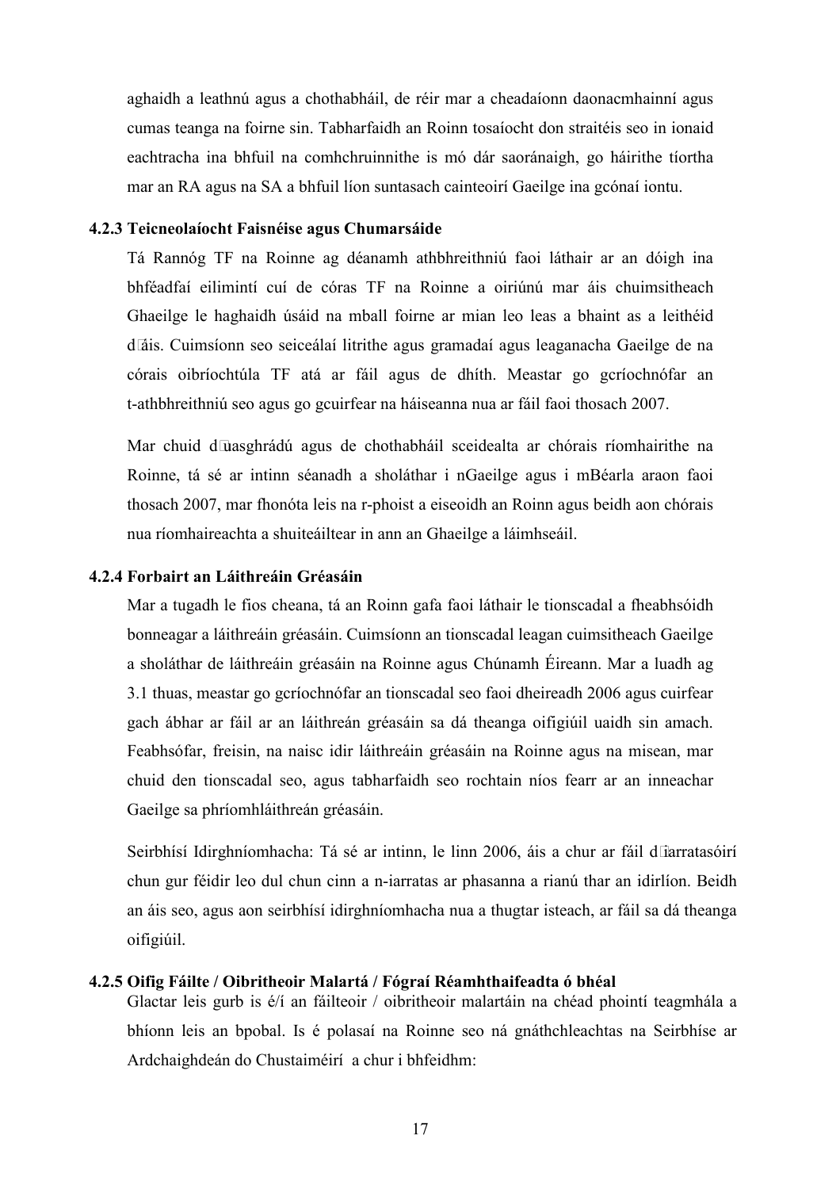aghaidh a leathnú agus a chothabháil, de réir mar a cheadaíonn daonacmhainní agus cumas teanga na foirne sin. Tabharfaidh an Roinn tosaíocht don straitéis seo in ionaid eachtracha ina bhfuil na comhchruinnithe is mó dár saoránaigh, go háirithe tíortha mar an RA agus na SA a bhfuil líon suntasach cainteoirí Gaeilge ina gcónaí iontu.

### 4.2.3 Teicneolaíocht Faisnéise agus Chumarsáide

Tá Rannóg TF na Roinne ag déanamh athbhreithniú faoi láthair ar an dóigh ina bhféadfaí eilimintí cuí de córas TF na Roinne a oiriúnú mar áis chuimsitheach Ghaeilge le haghaidh úsáid na mball foirne ar mian leo leas a bhaint as a leithéid d'áis. Cuimsíonn seo seiceálaí litrithe agus gramadaí agus leaganacha Gaeilge de na córais oibríochtúla TF atá ar fáil agus de dhíth. Meastar go gcríochnófar an t-athbhreithniú seo agus go gcuirfear na háiseanna nua ar fáil faoi thosach 2007.

Mar chuid d'uasghrádú agus de chothabháil sceidealta ar chórais ríomhairithe na Roinne, tá sé ar intinn séanadh a sholáthar i nGaeilge agus i mBéarla araon faoi thosach 2007, mar fhonóta leis na r-phoist a eiseoidh an Roinn agus beidh aon chórais nua ríomhaireachta a shuiteáiltear in ann an Ghaeilge a láimhseáil.

### 4.2.4 Forbairt an Láithreáin Gréasáin

Mar a tugadh le fios cheana, tá an Roinn gafa faoi láthair le tionscadal a fheabhsóidh bonneagar a láithreáin gréasáin. Cuimsíonn an tionscadal leagan cuimsitheach Gaeilge a sholáthar de láithreáin gréasáin na Roinne agus Chúnamh Éireann. Mar a luadh ag 3.1 thuas, meastar go gcríochnófar an tionscadal seo faoi dheireadh 2006 agus cuirfear gach ábhar ar fáil ar an láithreán gréasáin sa dá theanga oifigiúil uaidh sin amach. Feabhsófar, freisin, na naisc idir láithreáin gréasáin na Roinne agus na misean, mar chuid den tionscadal seo, agus tabharfaidh seo rochtain níos fearr ar an inneachar Gaeilge sa phríomhláithreán gréasáin.

Seirbhísí Idirghníomhacha: Tá sé ar intinn, le linn 2006, áis a chur ar fáil d'iarratasóirí chun gur féidir leo dul chun cinn a n-iarratas ar phasanna a rianú thar an idirlíon. Beidh an áis seo, agus aon seirbhísí idirghníomhacha nua a thugtar isteach, ar fáil sa dá theanga oifigiúil.

### 4.2.5 Oifig Fáilte / Oibritheoir Malartá / Fógraí Réamhthaifeadta ó bhéal

Glactar leis gurb is é/í an fáilteoir / oibritheoir malartáin na chéad phointí teagmhála a bhíonn leis an bpobal. Is é polasaí na Roinne seo ná gnáthchleachtas na Seirbhíse ar Ardchaighdeán do Chustaiméirí a chur i bhfeidhm: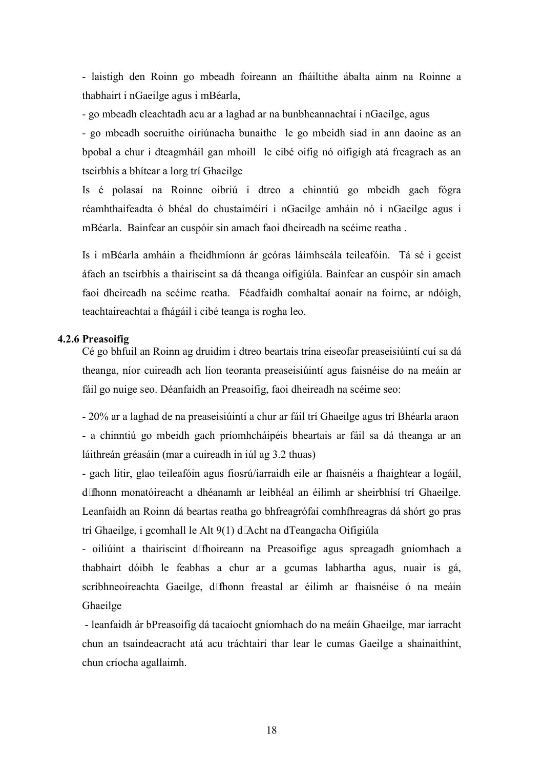- laistigh den Roinn go mbeadh foireann an fháiltithe ábalta ainm na Roinne a thabhairt i nGaeilge agus i mBéarla,

- go mbeadh cleachtadh acu ar a laghad ar na bunbheannachtaí i nGaeilge, agus

- go mbeadh socruithe oiriúnacha bunaithe le go mbeidh siad in ann daoine as an bpobal a chur i dteagmháil gan mhoill le cibé oifig nó oifigigh atá freagrach as an tseirbhís a bhítear a lorg trí Ghaeilge

Is é polasaí na Roinne oibriú i dtreo a chinntiú go mbeidh gach fógra réamhthaifeadta ó bhéal do chustaiméirí i nGaeilge amháin nó i nGaeilge agus i mBéarla. Bainfear an cuspóir sin amach faoi dheireadh na scéime reatha .

Is i mBéarla amháin a fheidhmíonn ár gcóras láimhseála teileafóin. Tá sé i gceist áfach an tseirbhís a thairiscint sa dá theanga oifigiúla. Bainfear an cuspóir sin amach faoi dheireadh na scéime reatha. Féadfaidh comhaltaí aonair na foirne, ar ndóigh, teachtaireachtaí a fhágáil i cibé teanga is rogha leo.

### 4.2.6 Preasoifig

Cé go bhfuil an Roinn ag druidim i dtreo beartais trína eiseofar preaseisiúintí cuí sa dá theanga, níor cuireadh ach líon teoranta preaseisiúintí agus faisnéise do na meáin ar fáil go nuige seo. Déanfaidh an Preasoifig, faoi dheireadh na scéime seo:

- 20% ar a laghad de na preaseisiúintí a chur ar fáil trí Ghaeilge agus trí Bhéarla araon
- a chinntiú go mbeidh gach príomhcháipéis bheartais ar fáil sa dá theanga ar an láithreán gréasáin (mar a cuireadh in iúl ag 3.2 thuas)
- gach litir, glao teileafóin agus fiosrú/iarraidh eile ar fhaisnéis a fhaightear a logáil, d'fhonn monatóireacht a dhéanamh ar leibhéal an éilimh ar sheirbhísí trí Ghaeilge. Leanfaidh an Roinn dá beartas reatha go bhfreagrófaí comhfhreagras dá shórt go pras trí Ghaeilge, i gcomhall le Alt 9(1) d'Acht na dTeangacha Oifigiúla
- oiliúint a thairiscint d'fhoireann na Preasoifige agus spreagadh gníomhach a thabhairt dóibh le feabhas a chur ar a gcumas labhartha agus, nuair is gá, scríbhneoireachta Gaeilge, d'fhonn freastal ar éilimh ar fhaisnéise ó na meáin Ghaeilge
- leanfaidh ár bPreasoifig dá tacaíocht gníomhach do na meáin Ghaeilge, mar iarracht chun an tsaindeacracht atá acu tráchtairí thar lear le cumas Gaeilge a shainaithint, chun críocha agallaimh.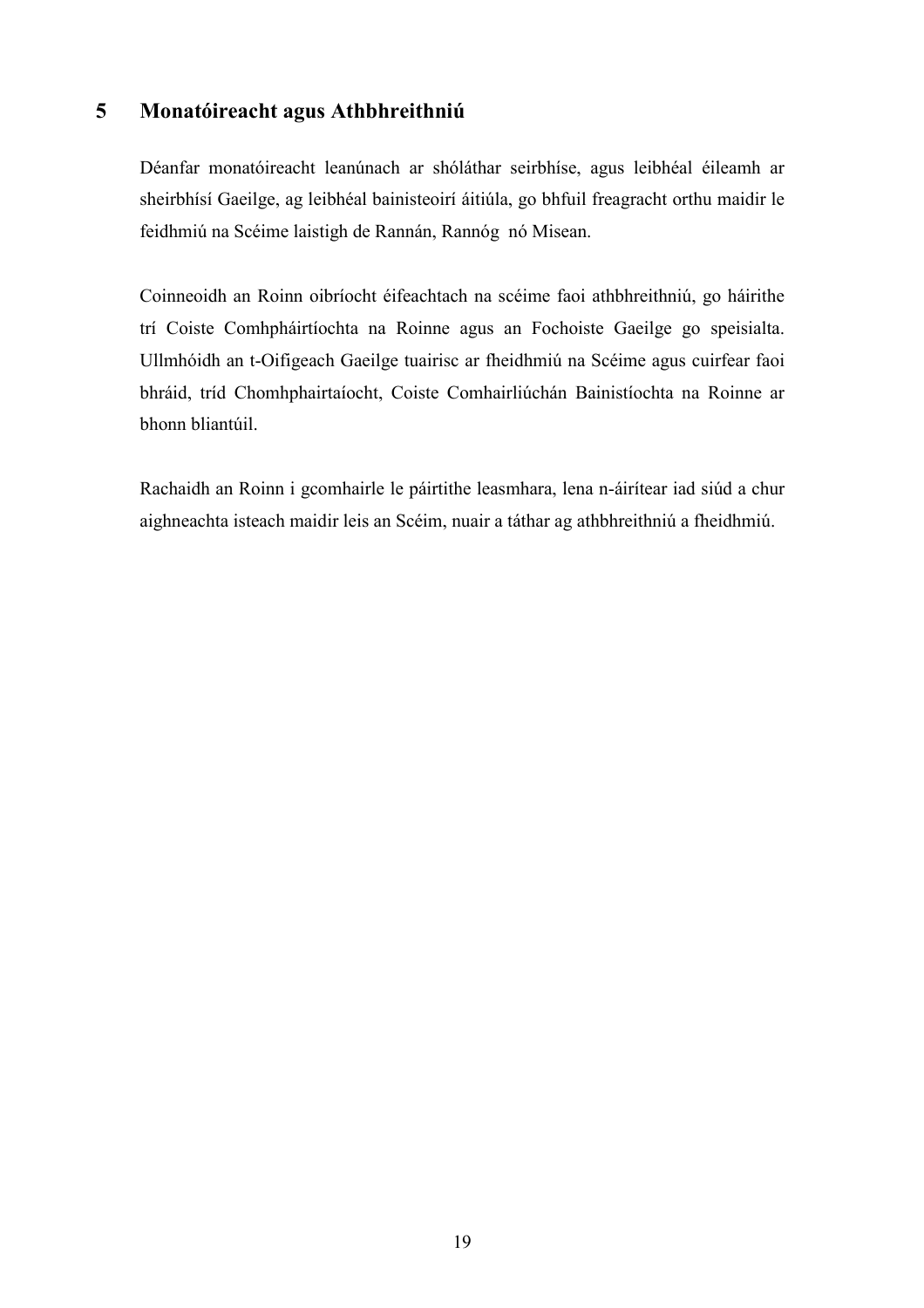## 5 Monatóireacht agus Athbhreithniú

Déanfar monatóireacht leanúnach ar shóláthar seirbhíse, agus leibhéal éileamh ar sheirbhísí Gaeilge, ag leibhéal bainisteoirí áitiúla, go bhfuil freagracht orthu maidir le feidhmiú na Scéime laistigh de Rannán, Rannóg nó Misean.

Coinneoidh an Roinn oibríocht éifeachtach na scéime faoi athbhreithniú, go háirithe trí Coiste Comhpháirtíochta na Roinne agus an Fochoiste Gaeilge go speisialta. Ullmhóidh an t-Oifigeach Gaeilge tuairisc ar fheidhmiú na Scéime agus cuirfear faoi bhráid, tríd Chomhphairtaíocht, Coiste Comhairliúchán Bainistíochta na Roinne ar bhonn bliantúil.

Rachaidh an Roinn i gcomhairle le páirtithe leasmhara, lena n-áirítear iad siúd a chur aighneachta isteach maidir leis an Scéim, nuair a táthar ag athbhreithniú a fheidhmiú.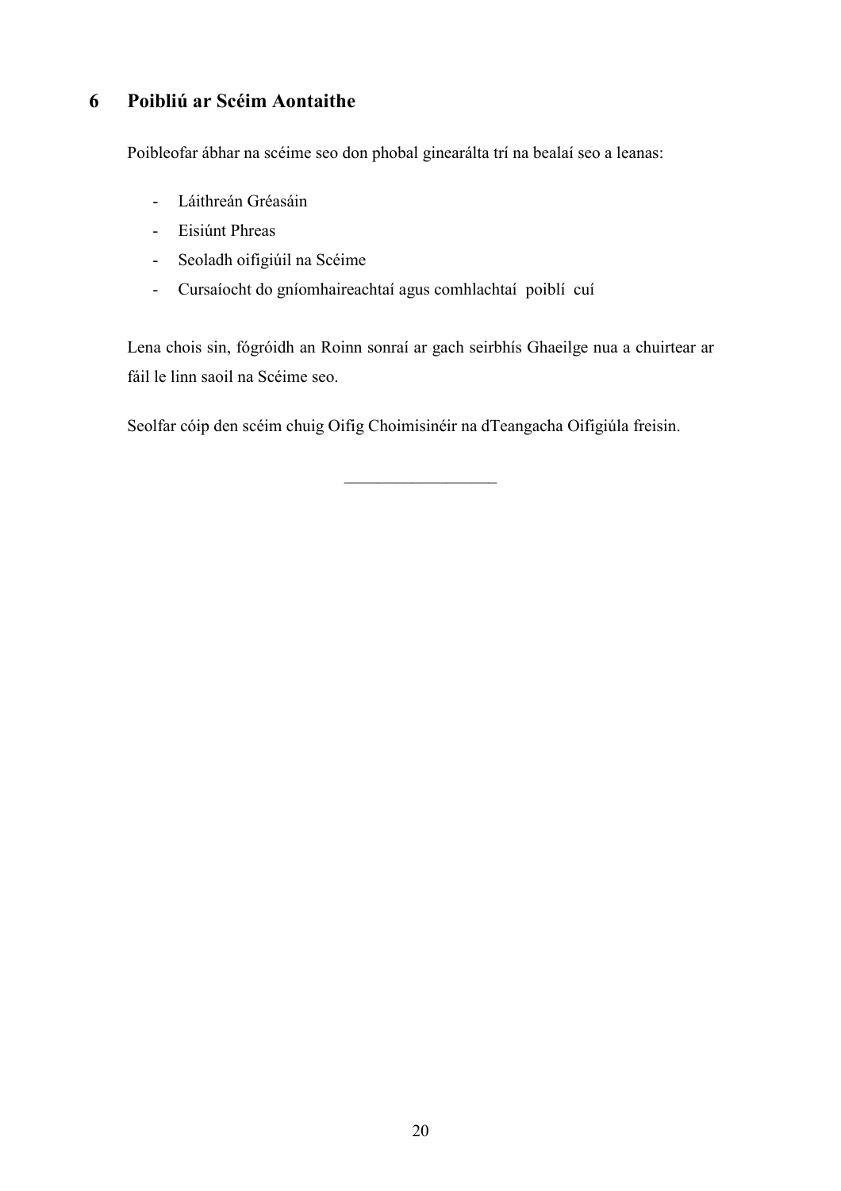## 6 Poibliú ar Scéim Aontaithe

Poibleofar ábhar na scéime seo don phobal ginearálta trí na bealaí seo a leanas:

- Láithreán Gréasáin
- Eisiúnt Phreas
- Seoladh oifigiúil na Scéime
- Cursaíocht do gníomhaireachtaí agus comhlachtaí poiblí cuí

Lena chois sin, fógróidh an Roinn sonraí ar gach seirbhís Ghaeilge nua a chuirtear ar fáil le linn saoil na Scéime seo.

Seolfar cóip den scéim chuig Oifig Choimisinéir na dTeangacha Oifigiúla freisin.

---